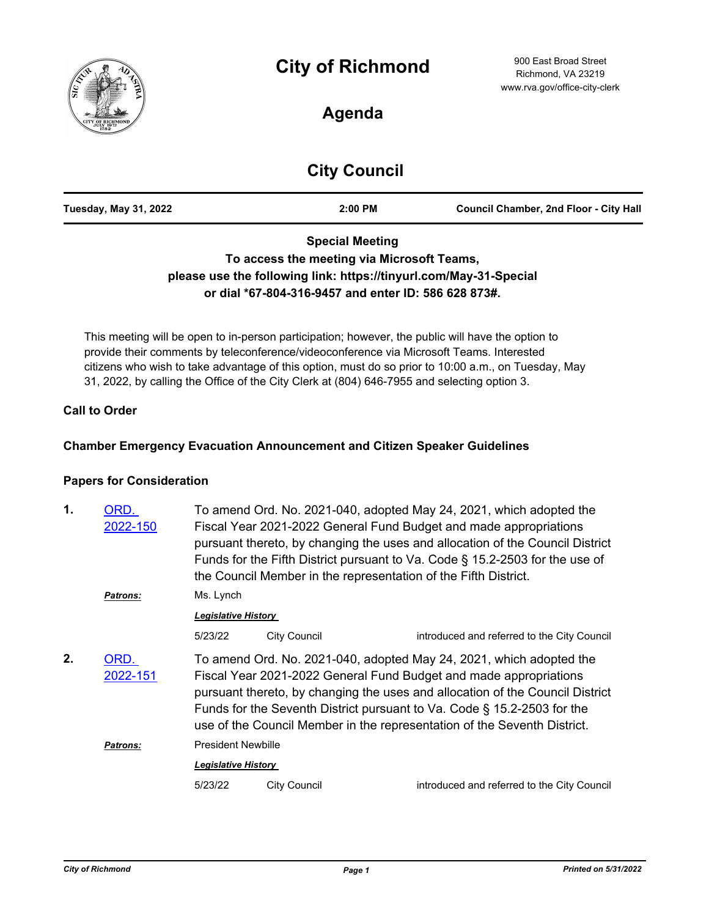# City of Richmond

900 East Broad Street
Richmond, VA 23219
www.rva.gov/office-city-clerk

## Agenda

## City Council

| Tuesday, May 31, 2022 | 2:00 PM | Council Chamber, 2nd Floor - City Hall |
|---|---|---|

**Special Meeting**
**To access the meeting via Microsoft Teams,**
**please use the following link: https://tinyurl.com/May-31-Special**
**or dial *67-804-316-9457 and enter ID: 586 628 873#.**

This meeting will be open to in-person participation; however, the public will have the option to provide their comments by teleconference/videoconference via Microsoft Teams. Interested citizens who wish to take advantage of this option, must do so prior to 10:00 a.m., on Tuesday, May 31, 2022, by calling the Office of the City Clerk at (804) 646-7955 and selecting option 3.

### Call to Order

### Chamber Emergency Evacuation Announcement and Citizen Speaker Guidelines

### Papers for Consideration

**1.** ORD. 2022-150

To amend Ord. No. 2021-040, adopted May 24, 2021, which adopted the Fiscal Year 2021-2022 General Fund Budget and made appropriations pursuant thereto, by changing the uses and allocation of the Council District Funds for the Fifth District pursuant to Va. Code § 15.2-2503 for the use of the Council Member in the representation of the Fifth District.

***Patrons:*** Ms. Lynch

***Legislative History***

| 5/23/22 | City Council | introduced and referred to the City Council |
|---|---|---|

**2.** ORD. 2022-151

To amend Ord. No. 2021-040, adopted May 24, 2021, which adopted the Fiscal Year 2021-2022 General Fund Budget and made appropriations pursuant thereto, by changing the uses and allocation of the Council District Funds for the Seventh District pursuant to Va. Code § 15.2-2503 for the use of the Council Member in the representation of the Seventh District.

***Patrons:*** President Newbille

***Legislative History***

| 5/23/22 | City Council | introduced and referred to the City Council |
|---|---|---|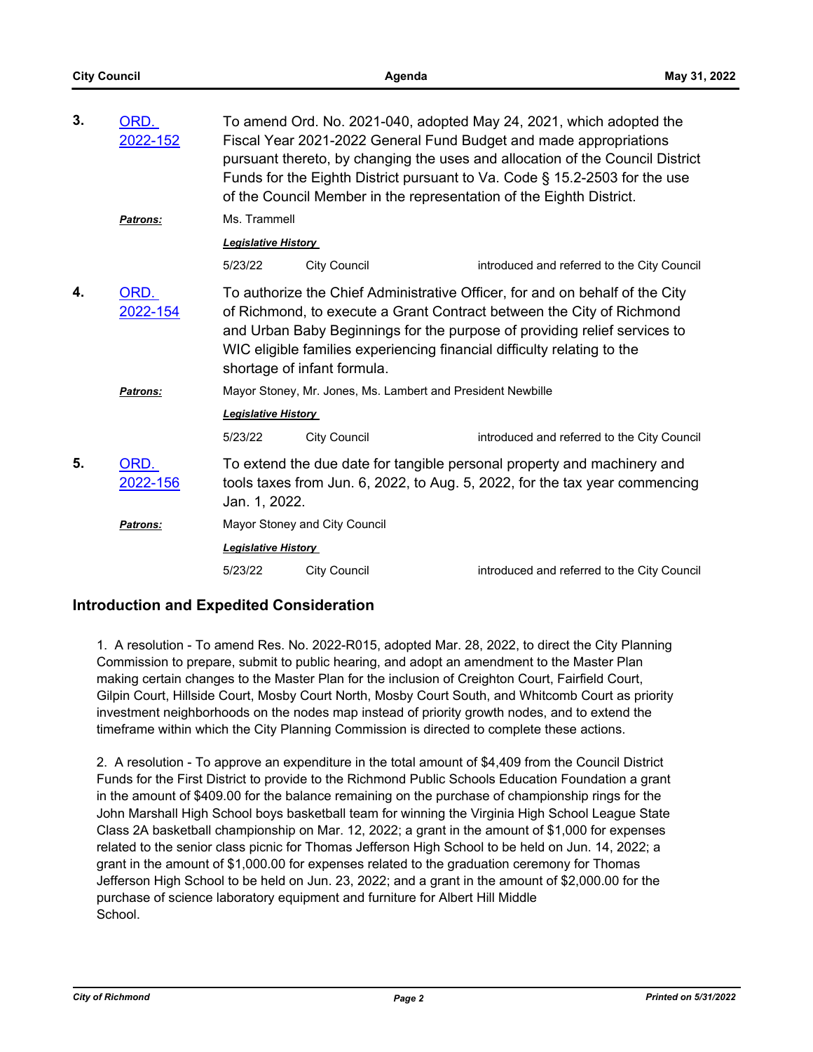**3.** ORD. 2022-152

To amend Ord. No. 2021-040, adopted May 24, 2021, which adopted the Fiscal Year 2021-2022 General Fund Budget and made appropriations pursuant thereto, by changing the uses and allocation of the Council District Funds for the Eighth District pursuant to Va. Code § 15.2-2503 for the use of the Council Member in the representation of the Eighth District.

***Patrons:*** Ms. Trammell

***Legislative History***

| | | |
|---|---|---|
| 5/23/22 | City Council | introduced and referred to the City Council |

**4.** ORD. 2022-154

To authorize the Chief Administrative Officer, for and on behalf of the City of Richmond, to execute a Grant Contract between the City of Richmond and Urban Baby Beginnings for the purpose of providing relief services to WIC eligible families experiencing financial difficulty relating to the shortage of infant formula.

***Patrons:*** Mayor Stoney, Mr. Jones, Ms. Lambert and President Newbille

***Legislative History***

| | | |
|---|---|---|
| 5/23/22 | City Council | introduced and referred to the City Council |

**5.** ORD. 2022-156

To extend the due date for tangible personal property and machinery and tools taxes from Jun. 6, 2022, to Aug. 5, 2022, for the tax year commencing Jan. 1, 2022.

***Patrons:*** Mayor Stoney and City Council

***Legislative History***

| | | |
|---|---|---|
| 5/23/22 | City Council | introduced and referred to the City Council |

## Introduction and Expedited Consideration

1. A resolution - To amend Res. No. 2022-R015, adopted Mar. 28, 2022, to direct the City Planning Commission to prepare, submit to public hearing, and adopt an amendment to the Master Plan making certain changes to the Master Plan for the inclusion of Creighton Court, Fairfield Court, Gilpin Court, Hillside Court, Mosby Court North, Mosby Court South, and Whitcomb Court as priority investment neighborhoods on the nodes map instead of priority growth nodes, and to extend the timeframe within which the City Planning Commission is directed to complete these actions.

2. A resolution - To approve an expenditure in the total amount of $4,409 from the Council District Funds for the First District to provide to the Richmond Public Schools Education Foundation a grant in the amount of $409.00 for the balance remaining on the purchase of championship rings for the John Marshall High School boys basketball team for winning the Virginia High School League State Class 2A basketball championship on Mar. 12, 2022; a grant in the amount of $1,000 for expenses related to the senior class picnic for Thomas Jefferson High School to be held on Jun. 14, 2022; a grant in the amount of $1,000.00 for expenses related to the graduation ceremony for Thomas Jefferson High School to be held on Jun. 23, 2022; and a grant in the amount of $2,000.00 for the purchase of science laboratory equipment and furniture for Albert Hill Middle School.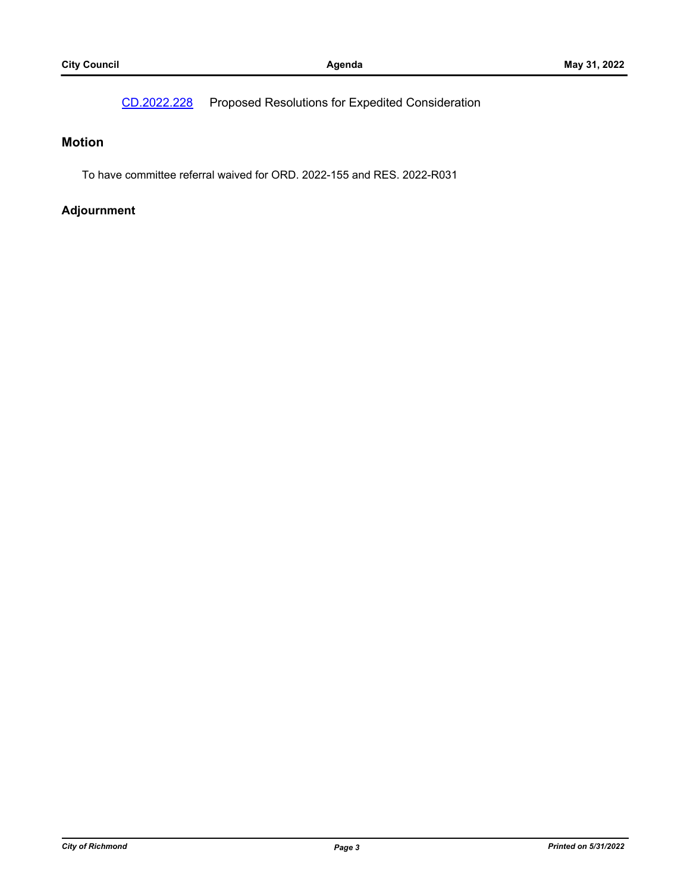CD.2022.228 Proposed Resolutions for Expedited Consideration

## Motion

To have committee referral waived for ORD. 2022-155 and RES. 2022-R031

## Adjournment